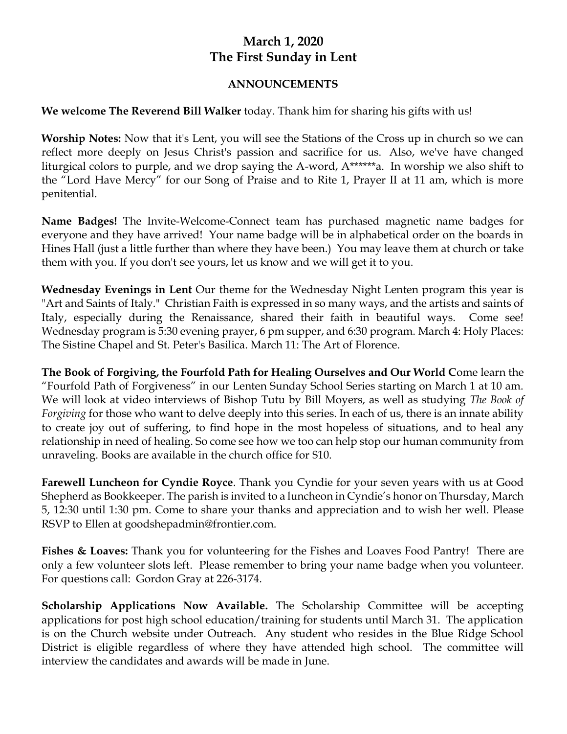# March 1, 2020
# The First Sunday in Lent

## ANNOUNCEMENTS

**We welcome The Reverend Bill Walker** today. Thank him for sharing his gifts with us!

**Worship Notes:** Now that it's Lent, you will see the Stations of the Cross up in church so we can reflect more deeply on Jesus Christ's passion and sacrifice for us. Also, we've have changed liturgical colors to purple, and we drop saying the A-word, A******a. In worship we also shift to the "Lord Have Mercy" for our Song of Praise and to Rite 1, Prayer II at 11 am, which is more penitential.

**Name Badges!** The Invite-Welcome-Connect team has purchased magnetic name badges for everyone and they have arrived! Your name badge will be in alphabetical order on the boards in Hines Hall (just a little further than where they have been.) You may leave them at church or take them with you. If you don't see yours, let us know and we will get it to you.

**Wednesday Evenings in Lent** Our theme for the Wednesday Night Lenten program this year is "Art and Saints of Italy." Christian Faith is expressed in so many ways, and the artists and saints of Italy, especially during the Renaissance, shared their faith in beautiful ways. Come see! Wednesday program is 5:30 evening prayer, 6 pm supper, and 6:30 program. March 4: Holy Places: The Sistine Chapel and St. Peter's Basilica. March 11: The Art of Florence.

**The Book of Forgiving, the Fourfold Path for Healing Ourselves and Our World C**ome learn the "Fourfold Path of Forgiveness" in our Lenten Sunday School Series starting on March 1 at 10 am. We will look at video interviews of Bishop Tutu by Bill Moyers, as well as studying *The Book of Forgiving* for those who want to delve deeply into this series. In each of us, there is an innate ability to create joy out of suffering, to find hope in the most hopeless of situations, and to heal any relationship in need of healing. So come see how we too can help stop our human community from unraveling. Books are available in the church office for $10.

**Farewell Luncheon for Cyndie Royce**. Thank you Cyndie for your seven years with us at Good Shepherd as Bookkeeper. The parish is invited to a luncheon in Cyndie's honor on Thursday, March 5, 12:30 until 1:30 pm. Come to share your thanks and appreciation and to wish her well. Please RSVP to Ellen at goodshepadmin@frontier.com.

**Fishes & Loaves:** Thank you for volunteering for the Fishes and Loaves Food Pantry! There are only a few volunteer slots left. Please remember to bring your name badge when you volunteer. For questions call: Gordon Gray at 226-3174.

**Scholarship Applications Now Available.** The Scholarship Committee will be accepting applications for post high school education/training for students until March 31. The application is on the Church website under Outreach. Any student who resides in the Blue Ridge School District is eligible regardless of where they have attended high school. The committee will interview the candidates and awards will be made in June.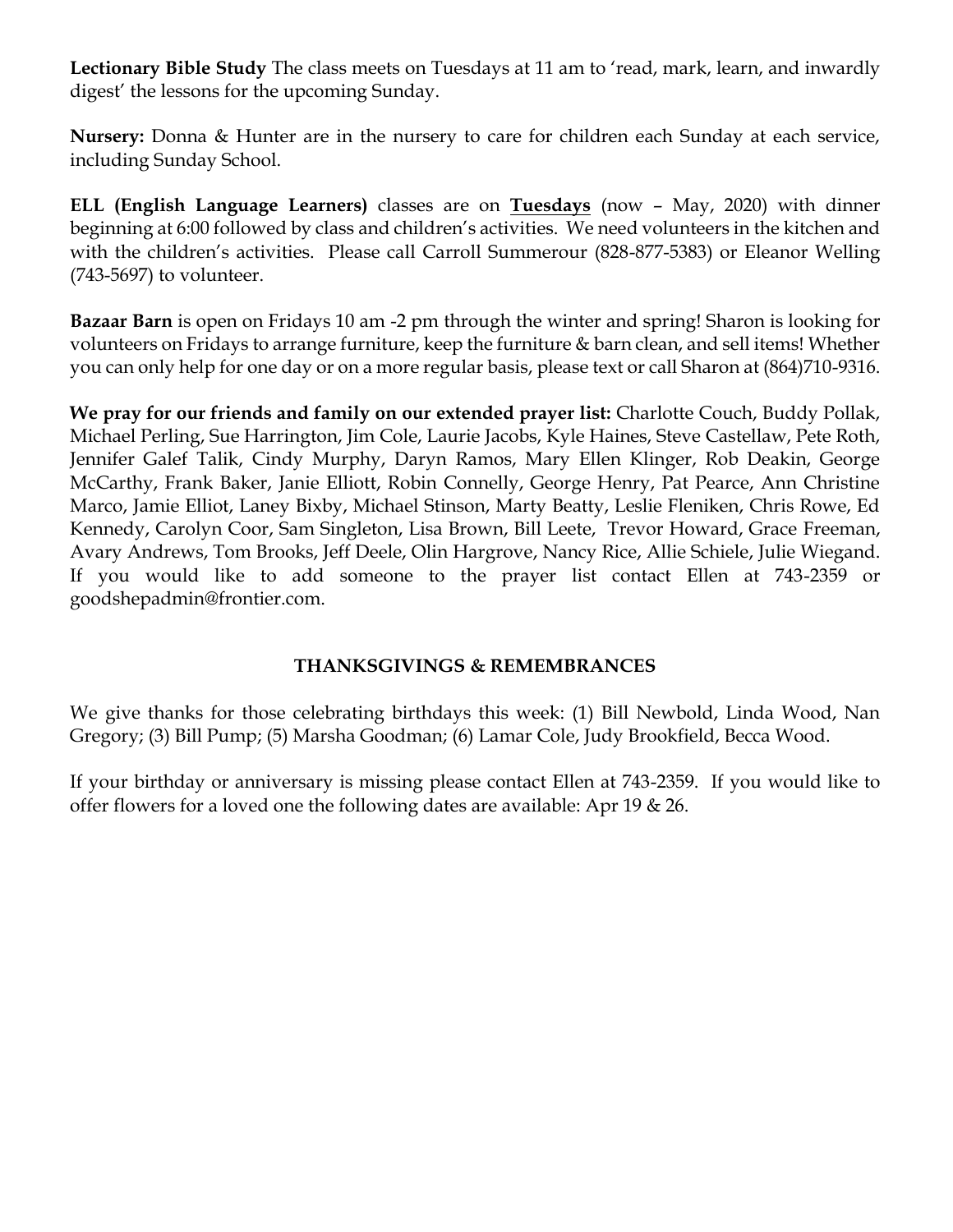**Lectionary Bible Study** The class meets on Tuesdays at 11 am to 'read, mark, learn, and inwardly digest' the lessons for the upcoming Sunday.

**Nursery:** Donna & Hunter are in the nursery to care for children each Sunday at each service, including Sunday School.

**ELL (English Language Learners)** classes are on **<u>Tuesdays</u>** (now – May, 2020) with dinner beginning at 6:00 followed by class and children's activities. We need volunteers in the kitchen and with the children's activities. Please call Carroll Summerour (828-877-5383) or Eleanor Welling (743-5697) to volunteer.

**Bazaar Barn** is open on Fridays 10 am -2 pm through the winter and spring! Sharon is looking for volunteers on Fridays to arrange furniture, keep the furniture & barn clean, and sell items! Whether you can only help for one day or on a more regular basis, please text or call Sharon at (864)710-9316.

**We pray for our friends and family on our extended prayer list:** Charlotte Couch, Buddy Pollak, Michael Perling, Sue Harrington, Jim Cole, Laurie Jacobs, Kyle Haines, Steve Castellaw, Pete Roth, Jennifer Galef Talik, Cindy Murphy, Daryn Ramos, Mary Ellen Klinger, Rob Deakin, George McCarthy, Frank Baker, Janie Elliott, Robin Connelly, George Henry, Pat Pearce, Ann Christine Marco, Jamie Elliot, Laney Bixby, Michael Stinson, Marty Beatty, Leslie Fleniken, Chris Rowe, Ed Kennedy, Carolyn Coor, Sam Singleton, Lisa Brown, Bill Leete, Trevor Howard, Grace Freeman, Avary Andrews, Tom Brooks, Jeff Deele, Olin Hargrove, Nancy Rice, Allie Schiele, Julie Wiegand. If you would like to add someone to the prayer list contact Ellen at 743-2359 or goodshepadmin@frontier.com.

## THANKSGIVINGS & REMEMBRANCES

We give thanks for those celebrating birthdays this week: (1) Bill Newbold, Linda Wood, Nan Gregory; (3) Bill Pump; (5) Marsha Goodman; (6) Lamar Cole, Judy Brookfield, Becca Wood.

If your birthday or anniversary is missing please contact Ellen at 743-2359. If you would like to offer flowers for a loved one the following dates are available: Apr 19 & 26.